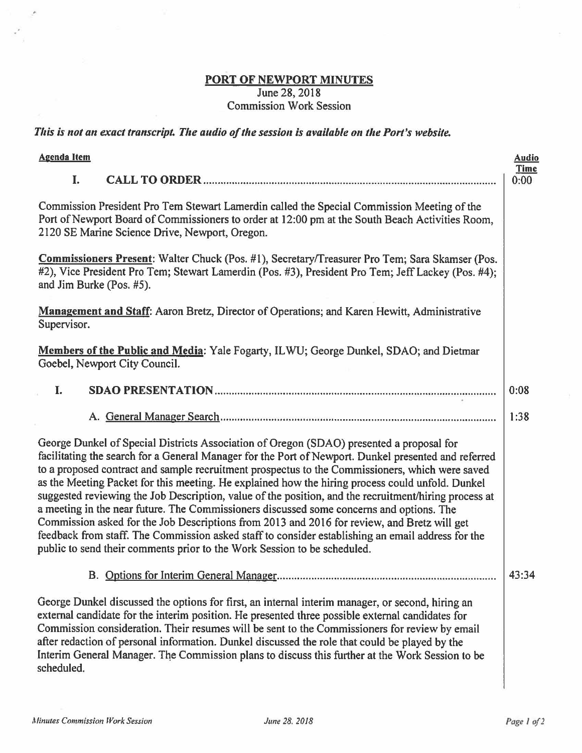# PORT OF NEWPORT MINUTES

June 28, 2018

Commission Work Session

***This is not an exact transcript. The audio of the session is available on the Port's website.***

| Agenda Item | Audio Time |
|---|---|
| **I. CALL TO ORDER** | 0:00 |

Commission President Pro Tem Stewart Lamerdin called the Special Commission Meeting of the Port of Newport Board of Commissioners to order at 12:00 pm at the South Beach Activities Room, 2120 SE Marine Science Drive, Newport, Oregon.

**Commissioners Present**: Walter Chuck (Pos. #1), Secretary/Treasurer Pro Tem; Sara Skamser (Pos. #2), Vice President Pro Tem; Stewart Lamerdin (Pos. #3), President Pro Tem; Jeff Lackey (Pos. #4); and Jim Burke (Pos. #5).

**Management and Staff**: Aaron Bretz, Director of Operations; and Karen Hewitt, Administrative Supervisor.

**Members of the Public and Media**: Yale Fogarty, ILWU; George Dunkel, SDAO; and Dietmar Goebel, Newport City Council.

| Agenda Item | Audio Time |
|---|---|
| **I. SDAO PRESENTATION** | 0:08 |
| A. General Manager Search | 1:38 |

George Dunkel of Special Districts Association of Oregon (SDAO) presented a proposal for facilitating the search for a General Manager for the Port of Newport. Dunkel presented and referred to a proposed contract and sample recruitment prospectus to the Commissioners, which were saved as the Meeting Packet for this meeting. He explained how the hiring process could unfold. Dunkel suggested reviewing the Job Description, value of the position, and the recruitment/hiring process at a meeting in the near future. The Commissioners discussed some concerns and options. The Commission asked for the Job Descriptions from 2013 and 2016 for review, and Bretz will get feedback from staff. The Commission asked staff to consider establishing an email address for the public to send their comments prior to the Work Session to be scheduled.

| Agenda Item | Audio Time |
|---|---|
| B. Options for Interim General Manager | 43:34 |

George Dunkel discussed the options for first, an internal interim manager, or second, hiring an external candidate for the interim position. He presented three possible external candidates for Commission consideration. Their resumes will be sent to the Commissioners for review by email after redaction of personal information. Dunkel discussed the role that could be played by the Interim General Manager. The Commission plans to discuss this further at the Work Session to be scheduled.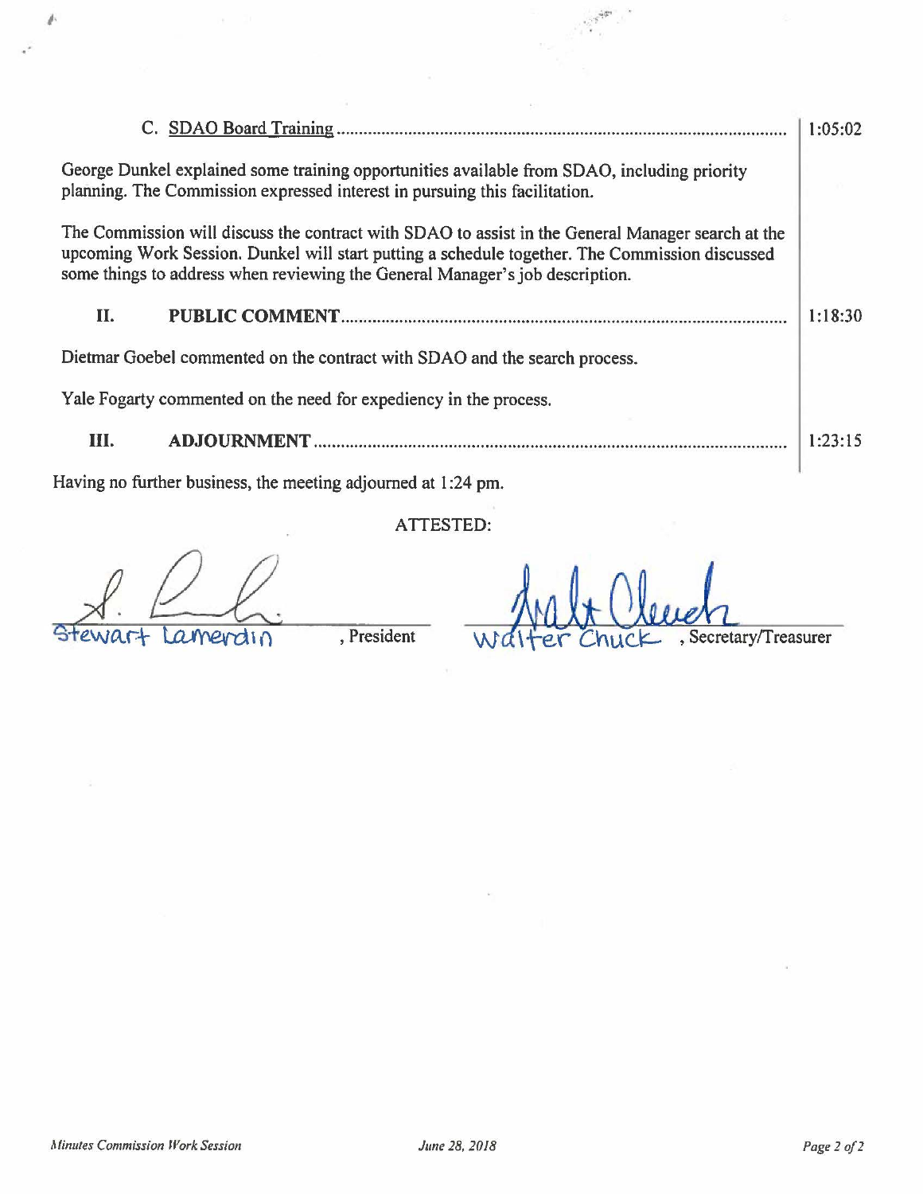C. SDAO Board Training ........................................................................................................ 1:05:02

George Dunkel explained some training opportunities available from SDAO, including priority planning. The Commission expressed interest in pursuing this facilitation.

The Commission will discuss the contract with SDAO to assist in the General Manager search at the upcoming Work Session. Dunkel will start putting a schedule together. The Commission discussed some things to address when reviewing the General Manager's job description.

## II. PUBLIC COMMENT ........................................................................................................ 1:18:30

Dietmar Goebel commented on the contract with SDAO and the search process.

Yale Fogarty commented on the need for expediency in the process.

## III. ADJOURNMENT ........................................................................................................ 1:23:15

Having no further business, the meeting adjourned at 1:24 pm.

ATTESTED:

Stewart Lamerdin, President

Walter Chuck, Secretary/Treasurer